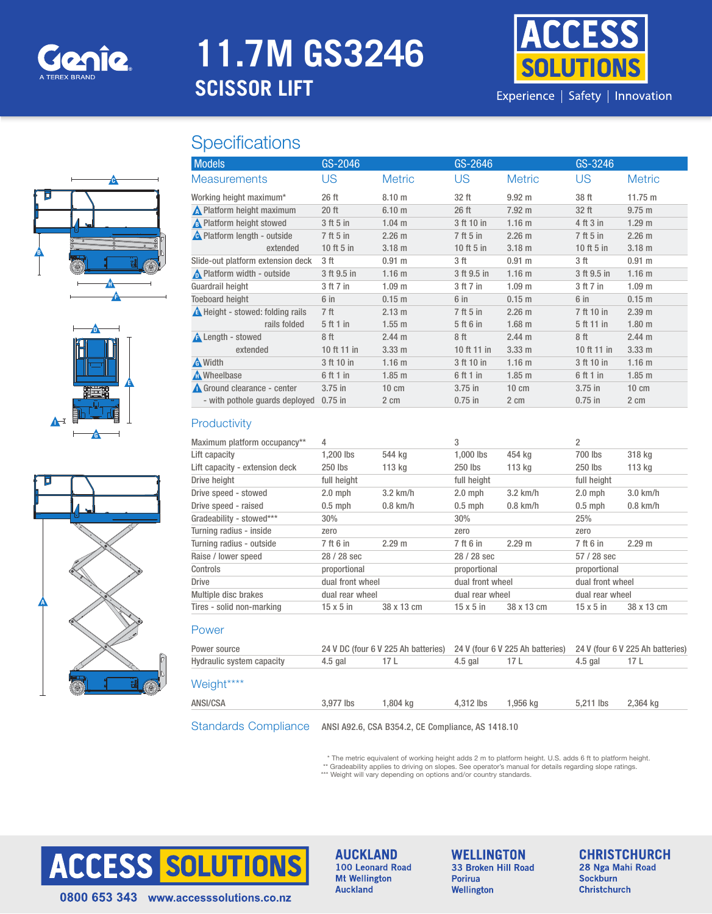# 11.7M GS3246

## SCISSOR LIFT

ACCESS SOLUTIONS

Experience | Safety | Innovation

## Specifications

| Models | GS-2046 | | GS-2646 | | GS-3246 | |
|---|---|---|---|---|---|---|
| **Measurements** | **US** | **Metric** | **US** | **Metric** | **US** | **Metric** |
| Working height maximum* | 26 ft | 8.10 m | 32 ft | 9.92 m | 38 ft | 11.75 m |
| A Platform height maximum | 20 ft | 6.10 m | 26 ft | 7.92 m | 32 ft | 9.75 m |
| B Platform height stowed | 3 ft 5 in | 1.04 m | 3 ft 10 in | 1.16 m | 4 ft 3 in | 1.29 m |
| C Platform length - outside | 7 ft 5 in | 2.26 m | 7 ft 5 in | 2.26 m | 7 ft 5 in | 2.26 m |
| extended | 10 ft 5 in | 3.18 m | 10 ft 5 in | 3.18 m | 10 ft 5 in | 3.18 m |
| Slide-out platform extension deck | 3 ft | 0.91 m | 3 ft | 0.91 m | 3 ft | 0.91 m |
| D Platform width - outside | 3 ft 9.5 in | 1.16 m | 3 ft 9.5 in | 1.16 m | 3 ft 9.5 in | 1.16 m |
| Guardrail height | 3 ft 7 in | 1.09 m | 3 ft 7 in | 1.09 m | 3 ft 7 in | 1.09 m |
| Toeboard height | 6 in | 0.15 m | 6 in | 0.15 m | 6 in | 0.15 m |
| E Height - stowed: folding rails | 7 ft | 2.13 m | 7 ft 5 in | 2.26 m | 7 ft 10 in | 2.39 m |
| rails folded | 5 ft 1 in | 1.55 m | 5 ft 6 in | 1.68 m | 5 ft 11 in | 1.80 m |
| F Length - stowed | 8 ft | 2.44 m | 8 ft | 2.44 m | 8 ft | 2.44 m |
| extended | 10 ft 11 in | 3.33 m | 10 ft 11 in | 3.33 m | 10 ft 11 in | 3.33 m |
| G Width | 3 ft 10 in | 1.16 m | 3 ft 10 in | 1.16 m | 3 ft 10 in | 1.16 m |
| H Wheelbase | 6 ft 1 in | 1.85 m | 6 ft 1 in | 1.85 m | 6 ft 1 in | 1.85 m |
| I Ground clearance - center | 3.75 in | 10 cm | 3.75 in | 10 cm | 3.75 in | 10 cm |
| - with pothole guards deployed | 0.75 in | 2 cm | 0.75 in | 2 cm | 0.75 in | 2 cm |

## Productivity

| | GS-2046 US | GS-2046 Metric | GS-2646 US | GS-2646 Metric | GS-3246 US | GS-3246 Metric |
|---|---|---|---|---|---|---|
| Maximum platform occupancy** | 4 | | 3 | | 2 | |
| Lift capacity | 1,200 lbs | 544 kg | 1,000 lbs | 454 kg | 700 lbs | 318 kg |
| Lift capacity - extension deck | 250 lbs | 113 kg | 250 lbs | 113 kg | 250 lbs | 113 kg |
| Drive height | full height | | full height | | full height | |
| Drive speed - stowed | 2.0 mph | 3.2 km/h | 2.0 mph | 3.2 km/h | 2.0 mph | 3.0 km/h |
| Drive speed - raised | 0.5 mph | 0.8 km/h | 0.5 mph | 0.8 km/h | 0.5 mph | 0.8 km/h |
| Gradeability - stowed*** | 30% | | 30% | | 25% | |
| Turning radius - inside | zero | | zero | | zero | |
| Turning radius - outside | 7 ft 6 in | 2.29 m | 7 ft 6 in | 2.29 m | 7 ft 6 in | 2.29 m |
| Raise / lower speed | 28 / 28 sec | | 28 / 28 sec | | 57 / 28 sec | |
| Controls | proportional | | proportional | | proportional | |
| Drive | dual front wheel | | dual front wheel | | dual front wheel | |
| Multiple disc brakes | dual rear wheel | | dual rear wheel | | dual rear wheel | |
| Tires - solid non-marking | 15 x 5 in | 38 x 13 cm | 15 x 5 in | 38 x 13 cm | 15 x 5 in | 38 x 13 cm |

## Power

| | GS-2046 US | GS-2046 Metric | GS-2646 US | GS-2646 Metric | GS-3246 US | GS-3246 Metric |
|---|---|---|---|---|---|---|
| Power source | 24 V DC (four 6 V 225 Ah batteries) | | 24 V (four 6 V 225 Ah batteries) | | 24 V (four 6 V 225 Ah batteries) | |
| Hydraulic system capacity | 4.5 gal | 17 L | 4.5 gal | 17 L | 4.5 gal | 17 L |

## Weight****

| | GS-2046 US | GS-2046 Metric | GS-2646 US | GS-2646 Metric | GS-3246 US | GS-3246 Metric |
|---|---|---|---|---|---|---|
| ANSI/CSA | 3,977 lbs | 1,804 kg | 4,312 lbs | 1,956 kg | 5,211 lbs | 2,364 kg |

## Standards Compliance

ANSI A92.6, CSA B354.2, CE Compliance, AS 1418.10

* The metric equivalent of working height adds 2 m to platform height. U.S. adds 6 ft to platform height.
** Gradeability applies to driving on slopes. See operator's manual for details regarding slope ratings.
*** Weight will vary depending on options and/or country standards.

ACCESS SOLUTIONS

0800 653 343 www.accesssolutions.co.nz

**AUCKLAND**
100 Leonard Road
Mt Wellington
Auckland

**WELLINGTON**
33 Broken Hill Road
Porirua
Wellington

**CHRISTCHURCH**
28 Nga Mahi Road
Sockburn
Christchurch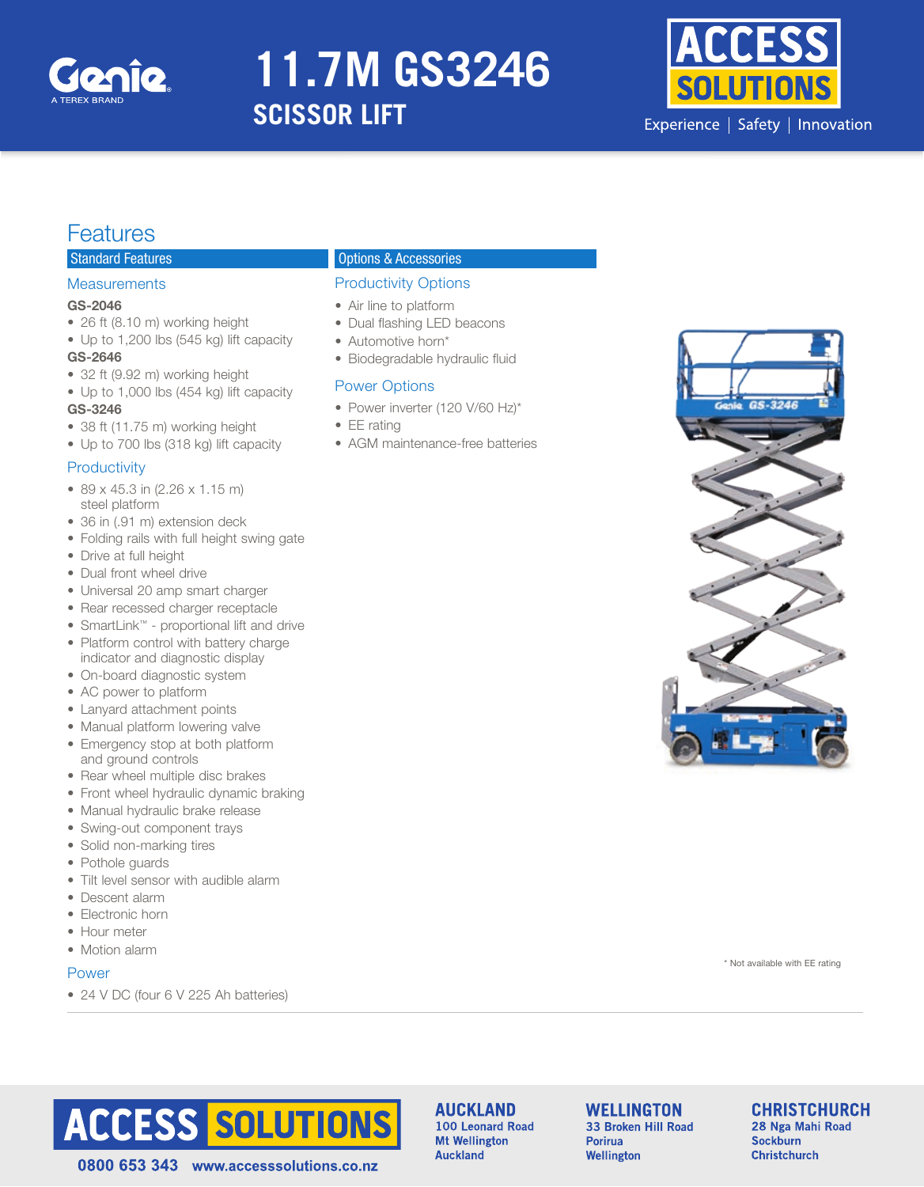# 11.7M GS3246

## SCISSOR LIFT

Genie A TEREX BRAND

ACCESS SOLUTIONS

Experience | Safety | Innovation

# Features

## Standard Features

### Measurements

**GS-2046**

- 26 ft (8.10 m) working height
- Up to 1,200 lbs (545 kg) lift capacity

**GS-2646**

- 32 ft (9.92 m) working height
- Up to 1,000 lbs (454 kg) lift capacity

**GS-3246**

- 38 ft (11.75 m) working height
- Up to 700 lbs (318 kg) lift capacity

### Productivity

- 89 x 45.3 in (2.26 x 1.15 m) steel platform
- 36 in (.91 m) extension deck
- Folding rails with full height swing gate
- Drive at full height
- Dual front wheel drive
- Universal 20 amp smart charger
- Rear recessed charger receptacle
- SmartLink™ - proportional lift and drive
- Platform control with battery charge indicator and diagnostic display
- On-board diagnostic system
- AC power to platform
- Lanyard attachment points
- Manual platform lowering valve
- Emergency stop at both platform and ground controls
- Rear wheel multiple disc brakes
- Front wheel hydraulic dynamic braking
- Manual hydraulic brake release
- Swing-out component trays
- Solid non-marking tires
- Pothole guards
- Tilt level sensor with audible alarm
- Descent alarm
- Electronic horn
- Hour meter
- Motion alarm

### Power

- 24 V DC (four 6 V 225 Ah batteries)

## Options & Accessories

### Productivity Options

- Air line to platform
- Dual flashing LED beacons
- Automotive horn*
- Biodegradable hydraulic fluid

### Power Options

- Power inverter (120 V/60 Hz)*
- EE rating
- AGM maintenance-free batteries

\* Not available with EE rating

ACCESS SOLUTIONS

0800 653 343 www.accesssolutions.co.nz

**AUCKLAND**
100 Leonard Road
Mt Wellington
Auckland

**WELLINGTON**
33 Broken Hill Road
Porirua
Wellington

**CHRISTCHURCH**
28 Nga Mahi Road
Sockburn
Christchurch